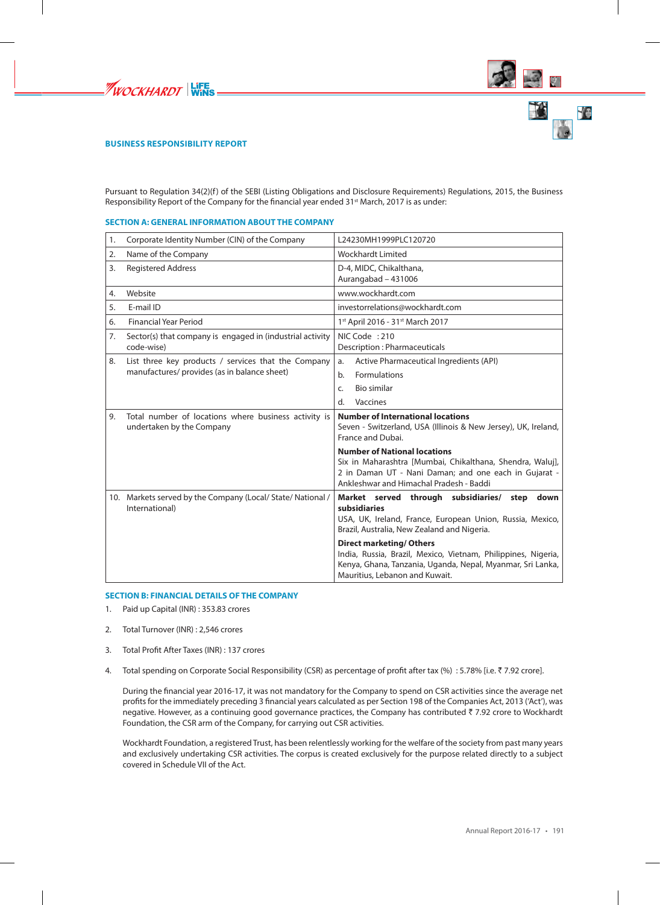## BUSINESS RESPONSIBILITY REPORT

Pursuant to Regulation 34(2)(f) of the SEBI (Listing Obligations and Disclosure Requirements) Regulations, 2015, the Business Responsibility Report of the Company for the financial year ended 31st March, 2017 is as under:

### SECTION A: GENERAL INFORMATION ABOUT THE COMPANY

| | | |
|---|---|---|
| 1. | Corporate Identity Number (CIN) of the Company | L24230MH1999PLC120720 |
| 2. | Name of the Company | Wockhardt Limited |
| 3. | Registered Address | D-4, MIDC, Chikalthana, Aurangabad – 431006 |
| 4. | Website | www.wockhardt.com |
| 5. | E-mail ID | investorrelations@wockhardt.com |
| 6. | Financial Year Period | 1st April 2016 - 31st March 2017 |
| 7. | Sector(s) that company is engaged in (industrial activity code-wise) | NIC Code : 210<br>Description : Pharmaceuticals |
| 8. | List three key products / services that the Company manufactures/ provides (as in balance sheet) | a. Active Pharmaceutical Ingredients (API)<br>b. Formulations<br>c. Bio similar<br>d. Vaccines |
| 9. | Total number of locations where business activity is undertaken by the Company | **Number of International locations**<br>Seven - Switzerland, USA (Illinois & New Jersey), UK, Ireland, France and Dubai.<br>**Number of National locations**<br>Six in Maharashtra [Mumbai, Chikalthana, Shendra, Waluj], 2 in Daman UT - Nani Daman; and one each in Gujarat - Ankleshwar and Himachal Pradesh - Baddi |
| 10. | Markets served by the Company (Local/ State/ National / International) | **Market served through subsidiaries/ step down subsidiaries**<br>USA, UK, Ireland, France, European Union, Russia, Mexico, Brazil, Australia, New Zealand and Nigeria.<br>**Direct marketing/ Others**<br>India, Russia, Brazil, Mexico, Vietnam, Philippines, Nigeria, Kenya, Ghana, Tanzania, Uganda, Nepal, Myanmar, Sri Lanka, Mauritius, Lebanon and Kuwait. |

### SECTION B: FINANCIAL DETAILS OF THE COMPANY

1. Paid up Capital (INR) : 353.83 crores

2. Total Turnover (INR) : 2,546 crores

3. Total Profit After Taxes (INR) : 137 crores

4. Total spending on Corporate Social Responsibility (CSR) as percentage of profit after tax (%) : 5.78% [i.e. ₹ 7.92 crore].

   During the financial year 2016-17, it was not mandatory for the Company to spend on CSR activities since the average net profits for the immediately preceding 3 financial years calculated as per Section 198 of the Companies Act, 2013 ('Act'), was negative. However, as a continuing good governance practices, the Company has contributed ₹ 7.92 crore to Wockhardt Foundation, the CSR arm of the Company, for carrying out CSR activities.

   Wockhardt Foundation, a registered Trust, has been relentlessly working for the welfare of the society from past many years and exclusively undertaking CSR activities. The corpus is created exclusively for the purpose related directly to a subject covered in Schedule VII of the Act.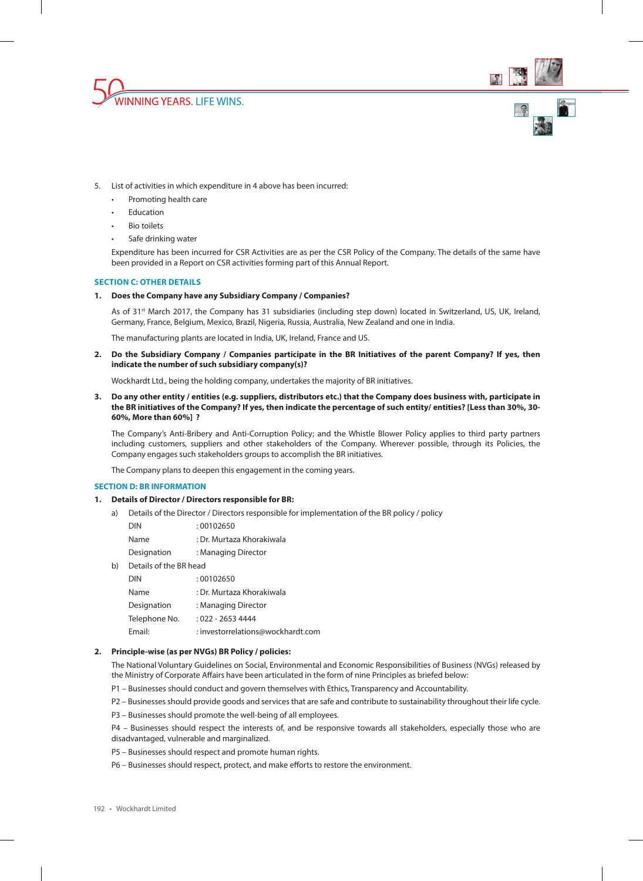5. List of activities in which expenditure in 4 above has been incurred:

   - Promoting health care
   - Education
   - Bio toilets
   - Safe drinking water

   Expenditure has been incurred for CSR Activities are as per the CSR Policy of the Company. The details of the same have been provided in a Report on CSR activities forming part of this Annual Report.

## SECTION C: OTHER DETAILS

**1. Does the Company have any Subsidiary Company / Companies?**

As of 31st March 2017, the Company has 31 subsidiaries (including step down) located in Switzerland, US, UK, Ireland, Germany, France, Belgium, Mexico, Brazil, Nigeria, Russia, Australia, New Zealand and one in India.

The manufacturing plants are located in India, UK, Ireland, France and US.

**2. Do the Subsidiary Company / Companies participate in the BR Initiatives of the parent Company? If yes, then indicate the number of such subsidiary company(s)?**

Wockhardt Ltd., being the holding company, undertakes the majority of BR initiatives.

**3. Do any other entity / entities (e.g. suppliers, distributors etc.) that the Company does business with, participate in the BR initiatives of the Company? If yes, then indicate the percentage of such entity/ entities? [Less than 30%, 30-60%, More than 60%] ?**

The Company's Anti-Bribery and Anti-Corruption Policy; and the Whistle Blower Policy applies to third party partners including customers, suppliers and other stakeholders of the Company. Wherever possible, through its Policies, the Company engages such stakeholders groups to accomplish the BR initiatives.

The Company plans to deepen this engagement in the coming years.

## SECTION D: BR INFORMATION

**1. Details of Director / Directors responsible for BR:**

a) Details of the Director / Directors responsible for implementation of the BR policy / policy

| | |
|---|---|
| DIN | : 00102650 |
| Name | : Dr. Murtaza Khorakiwala |
| Designation | : Managing Director |

b) Details of the BR head

| | |
|---|---|
| DIN | : 00102650 |
| Name | : Dr. Murtaza Khorakiwala |
| Designation | : Managing Director |
| Telephone No. | : 022 - 2653 4444 |
| Email: | : investorrelations@wockhardt.com |

**2. Principle-wise (as per NVGs) BR Policy / policies:**

The National Voluntary Guidelines on Social, Environmental and Economic Responsibilities of Business (NVGs) released by the Ministry of Corporate Affairs have been articulated in the form of nine Principles as briefed below:

P1 – Businesses should conduct and govern themselves with Ethics, Transparency and Accountability.

P2 – Businesses should provide goods and services that are safe and contribute to sustainability throughout their life cycle.

P3 – Businesses should promote the well-being of all employees.

P4 – Businesses should respect the interests of, and be responsive towards all stakeholders, especially those who are disadvantaged, vulnerable and marginalized.

P5 – Businesses should respect and promote human rights.

P6 – Businesses should respect, protect, and make efforts to restore the environment.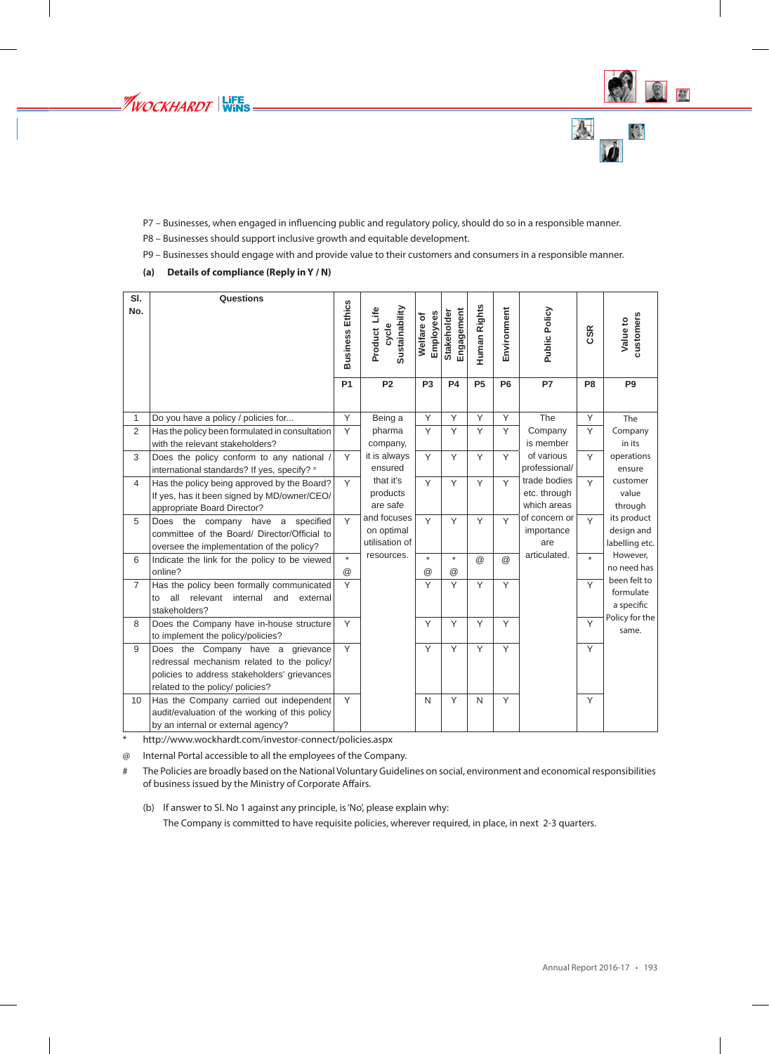P7 – Businesses, when engaged in influencing public and regulatory policy, should do so in a responsible manner.

P8 – Businesses should support inclusive growth and equitable development.

P9 – Businesses should engage with and provide value to their customers and consumers in a responsible manner.

**(a) Details of compliance (Reply in Y / N)**

| Sl. No. | Questions | Business Ethics | Product Life cycle Sustainability | Welfare of Employees | Stakeholder Engagement | Human Rights | Environment | Public Policy | CSR | Value to customers |
|---|---|---|---|---|---|---|---|---|---|---|
| | | P1 | P2 | P3 | P4 | P5 | P6 | P7 | P8 | P9 |
| 1 | Do you have a policy / policies for... | Y | Being a pharma company, it is always ensured that it's products are safe and focuses on optimal utilisation of resources. | Y | Y | Y | Y | The Company is member of various professional/ trade bodies etc. through which areas of concern or importance are articulated. | Y | The Company in its operations ensure customer value through its product design and labelling etc. However, no need has been felt to formulate a specific Policy for the same. |
| 2 | Has the policy been formulated in consultation with the relevant stakeholders? | Y | | Y | Y | Y | Y | | Y | |
| 3 | Does the policy conform to any national / international standards? If yes, specify? # | Y | | Y | Y | Y | Y | | Y | |
| 4 | Has the policy being approved by the Board? If yes, has it been signed by MD/owner/CEO/ appropriate Board Director? | Y | | Y | Y | Y | Y | | Y | |
| 5 | Does the company have a specified committee of the Board/ Director/Official to oversee the implementation of the policy? | Y | | Y | Y | Y | Y | | Y | |
| 6 | Indicate the link for the policy to be viewed online? | * @ | | * @ | * @ | @ | @ | | * | |
| 7 | Has the policy been formally communicated to all relevant internal and external stakeholders? | Y | | Y | Y | Y | Y | | Y | |
| 8 | Does the Company have in-house structure to implement the policy/policies? | Y | | Y | Y | Y | Y | | Y | |
| 9 | Does the Company have a grievance redressal mechanism related to the policy/ policies to address stakeholders' grievances related to the policy/ policies? | Y | | Y | Y | Y | Y | | Y | |
| 10 | Has the Company carried out independent audit/evaluation of the working of this policy by an internal or external agency? | Y | | N | Y | N | Y | | Y | |

\* http://www.wockhardt.com/investor-connect/policies.aspx

@ Internal Portal accessible to all the employees of the Company.

\# The Policies are broadly based on the National Voluntary Guidelines on social, environment and economical responsibilities of business issued by the Ministry of Corporate Affairs.

(b) If answer to Sl. No 1 against any principle, is 'No', please explain why:

The Company is committed to have requisite policies, wherever required, in place, in next 2-3 quarters.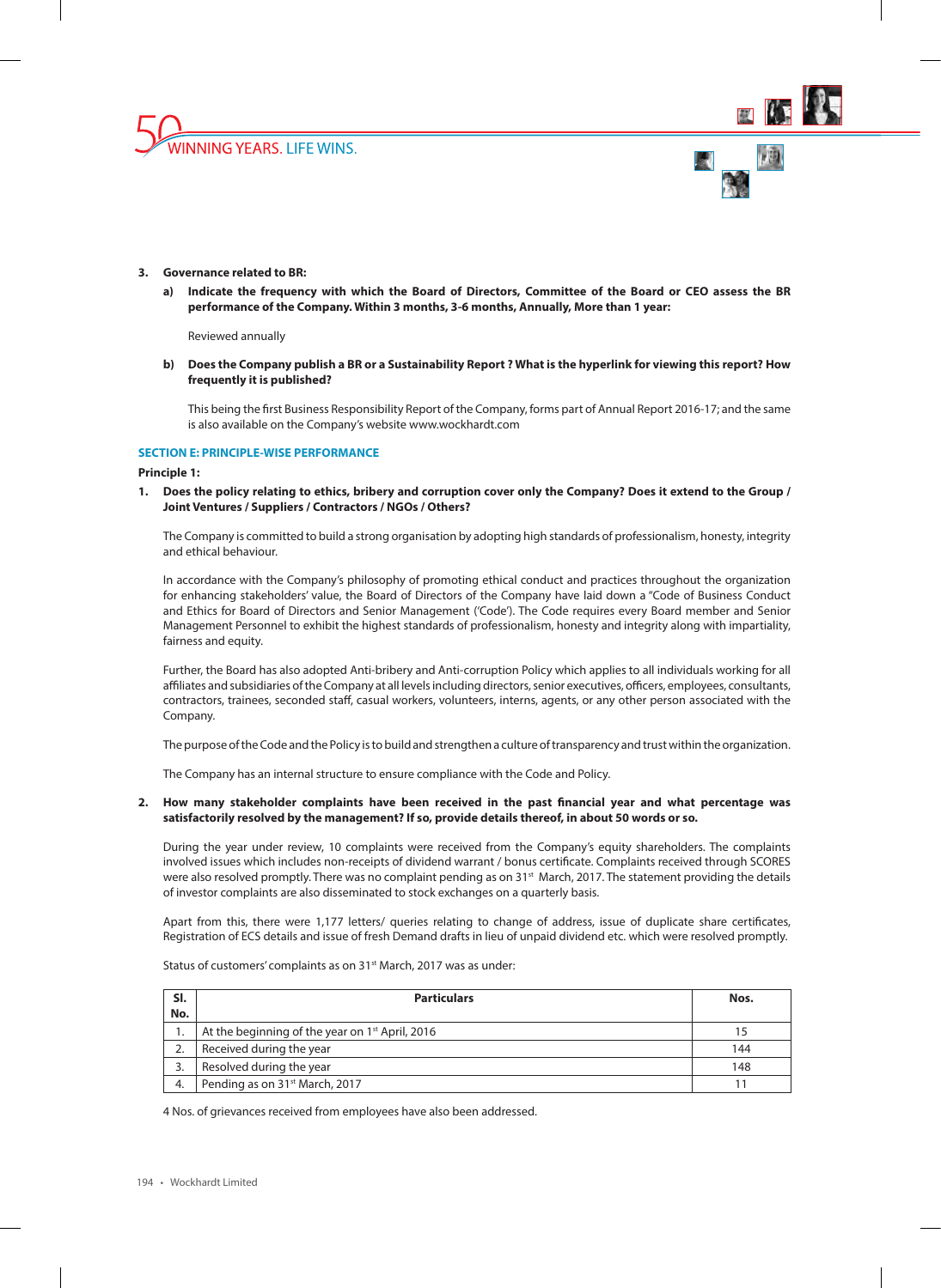3. **Governance related to BR:**

   a) **Indicate the frequency with which the Board of Directors, Committee of the Board or CEO assess the BR performance of the Company. Within 3 months, 3-6 months, Annually, More than 1 year:**

      Reviewed annually

   b) **Does the Company publish a BR or a Sustainability Report ? What is the hyperlink for viewing this report? How frequently it is published?**

      This being the first Business Responsibility Report of the Company, forms part of Annual Report 2016-17; and the same is also available on the Company's website www.wockhardt.com

## SECTION E: PRINCIPLE-WISE PERFORMANCE

**Principle 1:**

1. **Does the policy relating to ethics, bribery and corruption cover only the Company? Does it extend to the Group / Joint Ventures / Suppliers / Contractors / NGOs / Others?**

   The Company is committed to build a strong organisation by adopting high standards of professionalism, honesty, integrity and ethical behaviour.

   In accordance with the Company's philosophy of promoting ethical conduct and practices throughout the organization for enhancing stakeholders' value, the Board of Directors of the Company have laid down a "Code of Business Conduct and Ethics for Board of Directors and Senior Management ('Code'). The Code requires every Board member and Senior Management Personnel to exhibit the highest standards of professionalism, honesty and integrity along with impartiality, fairness and equity.

   Further, the Board has also adopted Anti-bribery and Anti-corruption Policy which applies to all individuals working for all affiliates and subsidiaries of the Company at all levels including directors, senior executives, officers, employees, consultants, contractors, trainees, seconded staff, casual workers, volunteers, interns, agents, or any other person associated with the Company.

   The purpose of the Code and the Policy is to build and strengthen a culture of transparency and trust within the organization.

   The Company has an internal structure to ensure compliance with the Code and Policy.

2. **How many stakeholder complaints have been received in the past financial year and what percentage was satisfactorily resolved by the management? If so, provide details thereof, in about 50 words or so.**

   During the year under review, 10 complaints were received from the Company's equity shareholders. The complaints involved issues which includes non-receipts of dividend warrant / bonus certificate. Complaints received through SCORES were also resolved promptly. There was no complaint pending as on 31st March, 2017. The statement providing the details of investor complaints are also disseminated to stock exchanges on a quarterly basis.

   Apart from this, there were 1,177 letters/ queries relating to change of address, issue of duplicate share certificates, Registration of ECS details and issue of fresh Demand drafts in lieu of unpaid dividend etc. which were resolved promptly.

   Status of customers' complaints as on 31st March, 2017 was as under:

   | Sl. No. | Particulars | Nos. |
   |---|---|---|
   | 1. | At the beginning of the year on 1st April, 2016 | 15 |
   | 2. | Received during the year | 144 |
   | 3. | Resolved during the year | 148 |
   | 4. | Pending as on 31st March, 2017 | 11 |

   4 Nos. of grievances received from employees have also been addressed.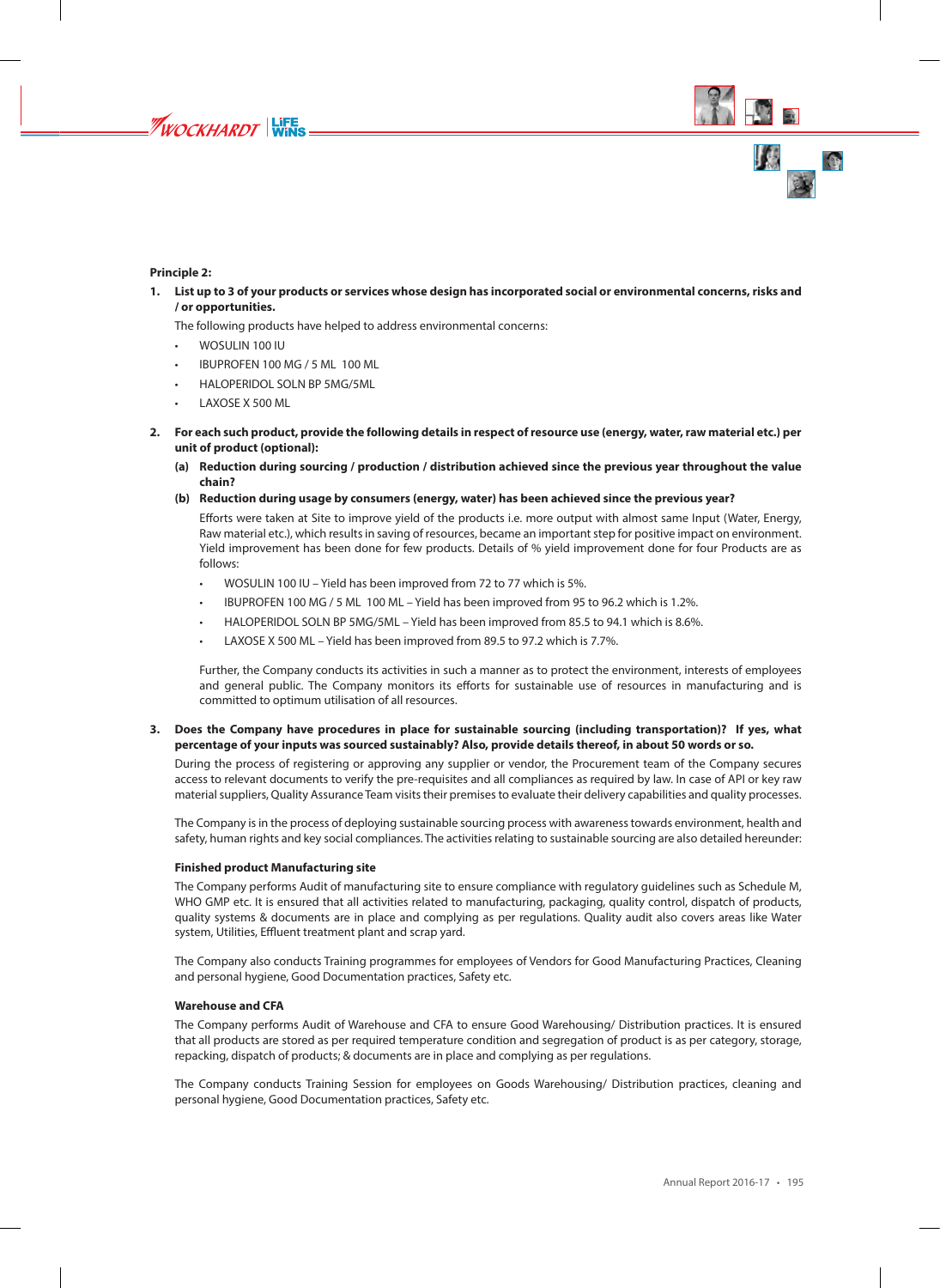**Principle 2:**

1. **List up to 3 of your products or services whose design has incorporated social or environmental concerns, risks and / or opportunities.**

   The following products have helped to address environmental concerns:

   - WOSULIN 100 IU
   - IBUPROFEN 100 MG / 5 ML 100 ML
   - HALOPERIDOL SOLN BP 5MG/5ML
   - LAXOSE X 500 ML

2. **For each such product, provide the following details in respect of resource use (energy, water, raw material etc.) per unit of product (optional):**

   **(a) Reduction during sourcing / production / distribution achieved since the previous year throughout the value chain?**

   **(b) Reduction during usage by consumers (energy, water) has been achieved since the previous year?**

   Efforts were taken at Site to improve yield of the products i.e. more output with almost same Input (Water, Energy, Raw material etc.), which results in saving of resources, became an important step for positive impact on environment. Yield improvement has been done for few products. Details of % yield improvement done for four Products are as follows:

   - WOSULIN 100 IU – Yield has been improved from 72 to 77 which is 5%.
   - IBUPROFEN 100 MG / 5 ML 100 ML – Yield has been improved from 95 to 96.2 which is 1.2%.
   - HALOPERIDOL SOLN BP 5MG/5ML – Yield has been improved from 85.5 to 94.1 which is 8.6%.
   - LAXOSE X 500 ML – Yield has been improved from 89.5 to 97.2 which is 7.7%.

   Further, the Company conducts its activities in such a manner as to protect the environment, interests of employees and general public. The Company monitors its efforts for sustainable use of resources in manufacturing and is committed to optimum utilisation of all resources.

3. **Does the Company have procedures in place for sustainable sourcing (including transportation)? If yes, what percentage of your inputs was sourced sustainably? Also, provide details thereof, in about 50 words or so.**

   During the process of registering or approving any supplier or vendor, the Procurement team of the Company secures access to relevant documents to verify the pre-requisites and all compliances as required by law. In case of API or key raw material suppliers, Quality Assurance Team visits their premises to evaluate their delivery capabilities and quality processes.

   The Company is in the process of deploying sustainable sourcing process with awareness towards environment, health and safety, human rights and key social compliances. The activities relating to sustainable sourcing are also detailed hereunder:

   **Finished product Manufacturing site**

   The Company performs Audit of manufacturing site to ensure compliance with regulatory guidelines such as Schedule M, WHO GMP etc. It is ensured that all activities related to manufacturing, packaging, quality control, dispatch of products, quality systems & documents are in place and complying as per regulations. Quality audit also covers areas like Water system, Utilities, Effluent treatment plant and scrap yard.

   The Company also conducts Training programmes for employees of Vendors for Good Manufacturing Practices, Cleaning and personal hygiene, Good Documentation practices, Safety etc.

   **Warehouse and CFA**

   The Company performs Audit of Warehouse and CFA to ensure Good Warehousing/ Distribution practices. It is ensured that all products are stored as per required temperature condition and segregation of product is as per category, storage, repacking, dispatch of products; & documents are in place and complying as per regulations.

   The Company conducts Training Session for employees on Goods Warehousing/ Distribution practices, cleaning and personal hygiene, Good Documentation practices, Safety etc.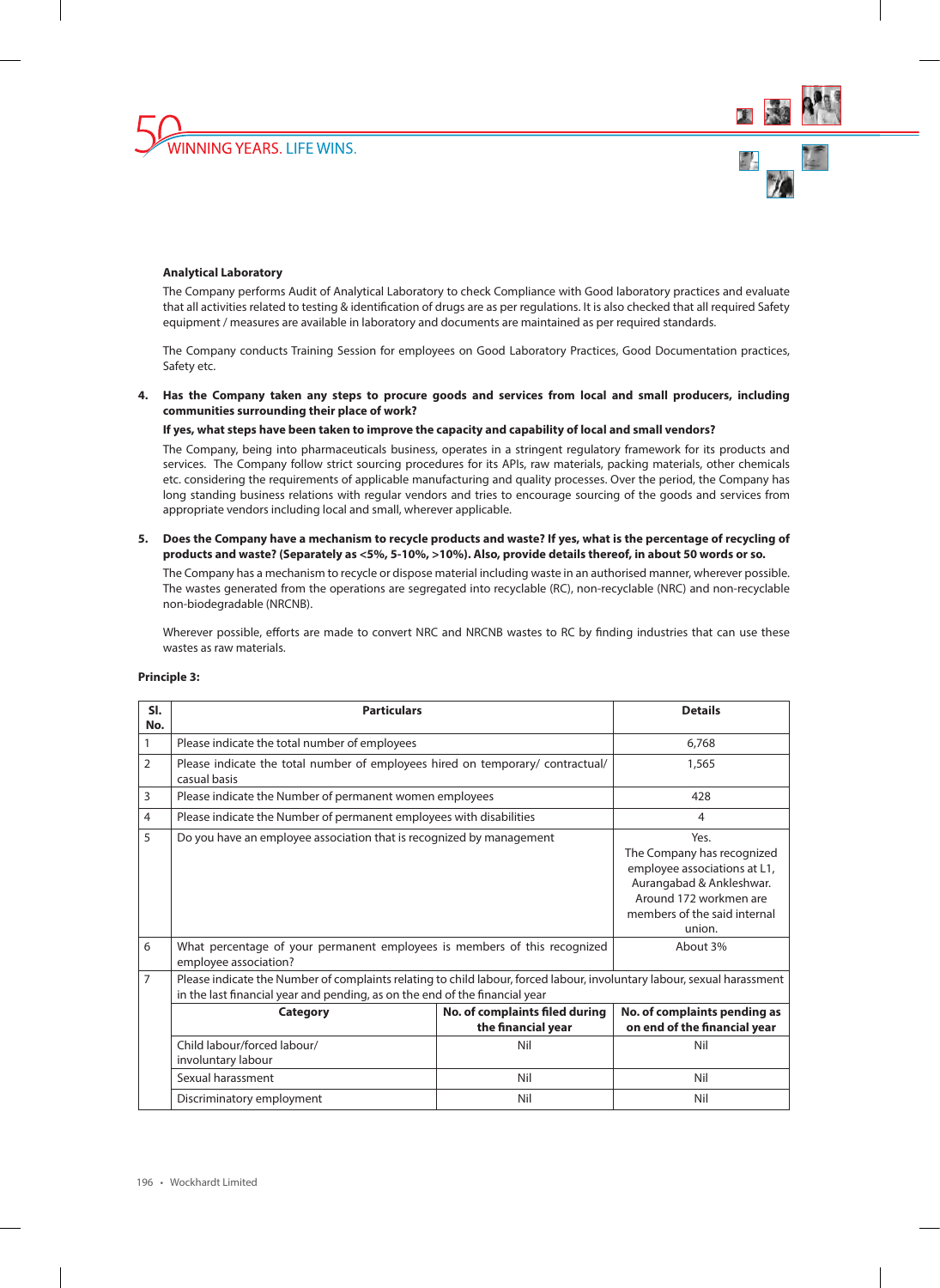**Analytical Laboratory**

The Company performs Audit of Analytical Laboratory to check Compliance with Good laboratory practices and evaluate that all activities related to testing & identification of drugs are as per regulations. It is also checked that all required Safety equipment / measures are available in laboratory and documents are maintained as per required standards.

The Company conducts Training Session for employees on Good Laboratory Practices, Good Documentation practices, Safety etc.

**4. Has the Company taken any steps to procure goods and services from local and small producers, including communities surrounding their place of work?**

**If yes, what steps have been taken to improve the capacity and capability of local and small vendors?**

The Company, being into pharmaceuticals business, operates in a stringent regulatory framework for its products and services. The Company follow strict sourcing procedures for its APIs, raw materials, packing materials, other chemicals etc. considering the requirements of applicable manufacturing and quality processes. Over the period, the Company has long standing business relations with regular vendors and tries to encourage sourcing of the goods and services from appropriate vendors including local and small, wherever applicable.

**5. Does the Company have a mechanism to recycle products and waste? If yes, what is the percentage of recycling of products and waste? (Separately as <5%, 5-10%, >10%). Also, provide details thereof, in about 50 words or so.**

The Company has a mechanism to recycle or dispose material including waste in an authorised manner, wherever possible. The wastes generated from the operations are segregated into recyclable (RC), non-recyclable (NRC) and non-recyclable non-biodegradable (NRCNB).

Wherever possible, efforts are made to convert NRC and NRCNB wastes to RC by finding industries that can use these wastes as raw materials.

**Principle 3:**

| Sl. No. | Particulars | | Details |
|---|---|---|---|
| 1 | Please indicate the total number of employees | | 6,768 |
| 2 | Please indicate the total number of employees hired on temporary/ contractual/ casual basis | | 1,565 |
| 3 | Please indicate the Number of permanent women employees | | 428 |
| 4 | Please indicate the Number of permanent employees with disabilities | | 4 |
| 5 | Do you have an employee association that is recognized by management | | Yes. The Company has recognized employee associations at L1, Aurangabad & Ankleshwar. Around 172 workmen are members of the said internal union. |
| 6 | What percentage of your permanent employees is members of this recognized employee association? | | About 3% |
| 7 | Please indicate the Number of complaints relating to child labour, forced labour, involuntary labour, sexual harassment in the last financial year and pending, as on the end of the financial year | | |
| | **Category** | **No. of complaints filed during the financial year** | **No. of complaints pending as on end of the financial year** |
| | Child labour/forced labour/ involuntary labour | Nil | Nil |
| | Sexual harassment | Nil | Nil |
| | Discriminatory employment | Nil | Nil |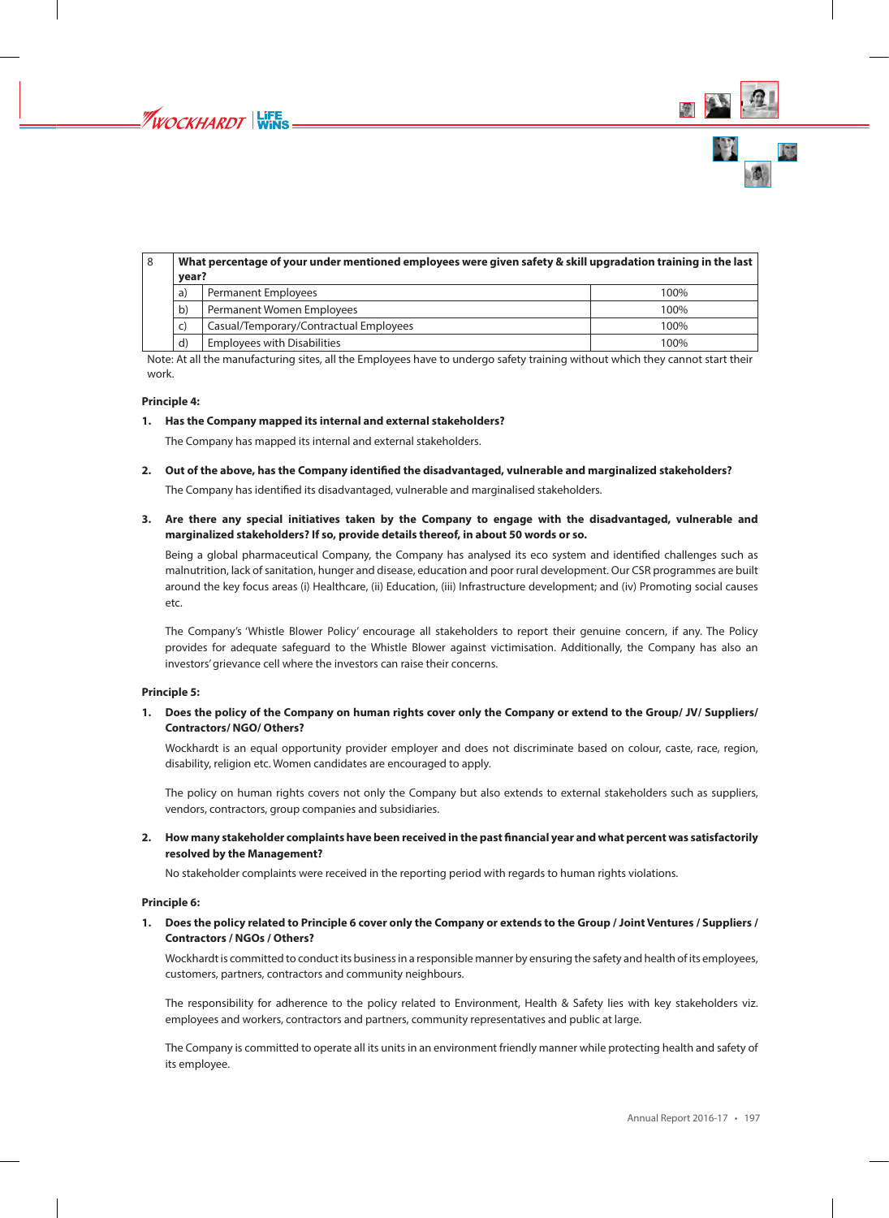| 8 | What percentage of your under mentioned employees were given safety & skill upgradation training in the last year? | | |
|---|---|---|---|
| | a) | Permanent Employees | 100% |
| | b) | Permanent Women Employees | 100% |
| | c) | Casual/Temporary/Contractual Employees | 100% |
| | d) | Employees with Disabilities | 100% |

Note: At all the manufacturing sites, all the Employees have to undergo safety training without which they cannot start their work.

**Principle 4:**

1. **Has the Company mapped its internal and external stakeholders?**

   The Company has mapped its internal and external stakeholders.

2. **Out of the above, has the Company identified the disadvantaged, vulnerable and marginalized stakeholders?**

   The Company has identified its disadvantaged, vulnerable and marginalised stakeholders.

3. **Are there any special initiatives taken by the Company to engage with the disadvantaged, vulnerable and marginalized stakeholders? If so, provide details thereof, in about 50 words or so.**

   Being a global pharmaceutical Company, the Company has analysed its eco system and identified challenges such as malnutrition, lack of sanitation, hunger and disease, education and poor rural development. Our CSR programmes are built around the key focus areas (i) Healthcare, (ii) Education, (iii) Infrastructure development; and (iv) Promoting social causes etc.

   The Company's 'Whistle Blower Policy' encourage all stakeholders to report their genuine concern, if any. The Policy provides for adequate safeguard to the Whistle Blower against victimisation. Additionally, the Company has also an investors' grievance cell where the investors can raise their concerns.

**Principle 5:**

1. **Does the policy of the Company on human rights cover only the Company or extend to the Group/ JV/ Suppliers/ Contractors/ NGO/ Others?**

   Wockhardt is an equal opportunity provider employer and does not discriminate based on colour, caste, race, region, disability, religion etc. Women candidates are encouraged to apply.

   The policy on human rights covers not only the Company but also extends to external stakeholders such as suppliers, vendors, contractors, group companies and subsidiaries.

2. **How many stakeholder complaints have been received in the past financial year and what percent was satisfactorily resolved by the Management?**

   No stakeholder complaints were received in the reporting period with regards to human rights violations.

**Principle 6:**

1. **Does the policy related to Principle 6 cover only the Company or extends to the Group / Joint Ventures / Suppliers / Contractors / NGOs / Others?**

   Wockhardt is committed to conduct its business in a responsible manner by ensuring the safety and health of its employees, customers, partners, contractors and community neighbours.

   The responsibility for adherence to the policy related to Environment, Health & Safety lies with key stakeholders viz. employees and workers, contractors and partners, community representatives and public at large.

   The Company is committed to operate all its units in an environment friendly manner while protecting health and safety of its employee.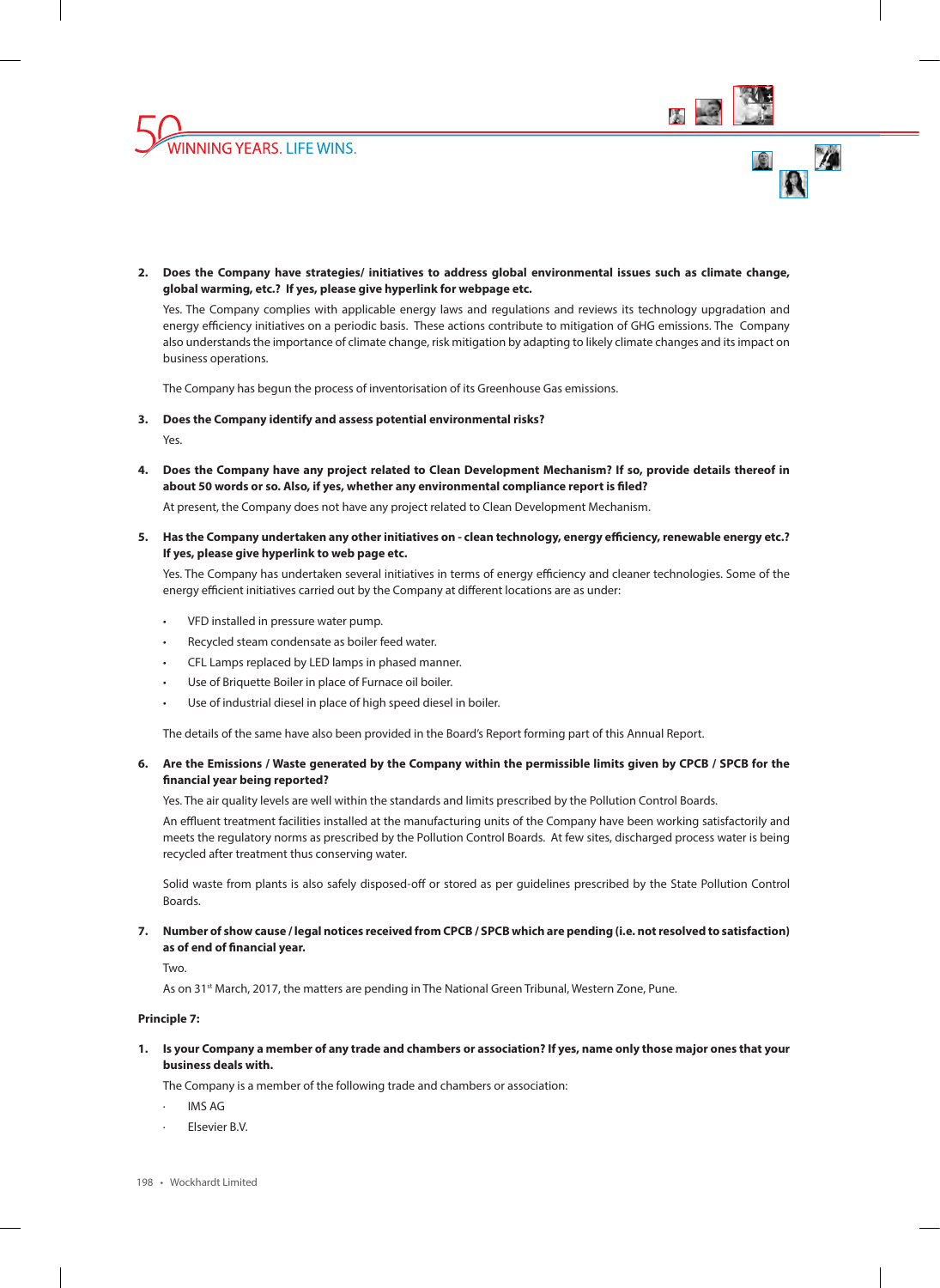2. **Does the Company have strategies/ initiatives to address global environmental issues such as climate change, global warming, etc.? If yes, please give hyperlink for webpage etc.**

   Yes. The Company complies with applicable energy laws and regulations and reviews its technology upgradation and energy efficiency initiatives on a periodic basis. These actions contribute to mitigation of GHG emissions. The Company also understands the importance of climate change, risk mitigation by adapting to likely climate changes and its impact on business operations.

   The Company has begun the process of inventorisation of its Greenhouse Gas emissions.

3. **Does the Company identify and assess potential environmental risks?**

   Yes.

4. **Does the Company have any project related to Clean Development Mechanism? If so, provide details thereof in about 50 words or so. Also, if yes, whether any environmental compliance report is filed?**

   At present, the Company does not have any project related to Clean Development Mechanism.

5. **Has the Company undertaken any other initiatives on - clean technology, energy efficiency, renewable energy etc.? If yes, please give hyperlink to web page etc.**

   Yes. The Company has undertaken several initiatives in terms of energy efficiency and cleaner technologies. Some of the energy efficient initiatives carried out by the Company at different locations are as under:

   - VFD installed in pressure water pump.
   - Recycled steam condensate as boiler feed water.
   - CFL Lamps replaced by LED lamps in phased manner.
   - Use of Briquette Boiler in place of Furnace oil boiler.
   - Use of industrial diesel in place of high speed diesel in boiler.

   The details of the same have also been provided in the Board's Report forming part of this Annual Report.

6. **Are the Emissions / Waste generated by the Company within the permissible limits given by CPCB / SPCB for the financial year being reported?**

   Yes. The air quality levels are well within the standards and limits prescribed by the Pollution Control Boards.

   An effluent treatment facilities installed at the manufacturing units of the Company have been working satisfactorily and meets the regulatory norms as prescribed by the Pollution Control Boards. At few sites, discharged process water is being recycled after treatment thus conserving water.

   Solid waste from plants is also safely disposed-off or stored as per guidelines prescribed by the State Pollution Control Boards.

7. **Number of show cause / legal notices received from CPCB / SPCB which are pending (i.e. not resolved to satisfaction) as of end of financial year.**

   Two.

   As on 31st March, 2017, the matters are pending in The National Green Tribunal, Western Zone, Pune.

**Principle 7:**

1. **Is your Company a member of any trade and chambers or association? If yes, name only those major ones that your business deals with.**

   The Company is a member of the following trade and chambers or association:

   - IMS AG
   - Elsevier B.V.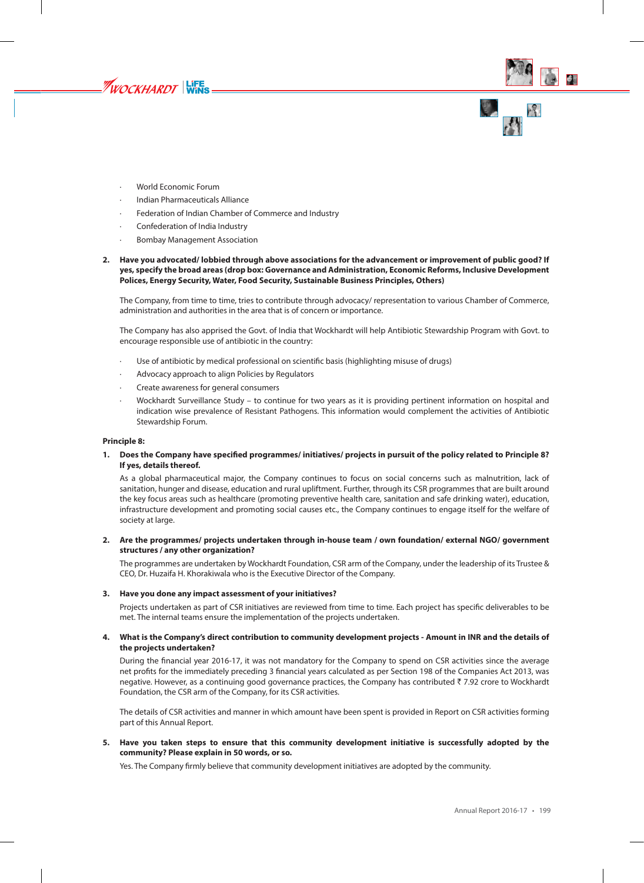- World Economic Forum
- Indian Pharmaceuticals Alliance
- Federation of Indian Chamber of Commerce and Industry
- Confederation of India Industry
- Bombay Management Association

**2. Have you advocated/ lobbied through above associations for the advancement or improvement of public good? If yes, specify the broad areas (drop box: Governance and Administration, Economic Reforms, Inclusive Development Polices, Energy Security, Water, Food Security, Sustainable Business Principles, Others)**

The Company, from time to time, tries to contribute through advocacy/ representation to various Chamber of Commerce, administration and authorities in the area that is of concern or importance.

The Company has also apprised the Govt. of India that Wockhardt will help Antibiotic Stewardship Program with Govt. to encourage responsible use of antibiotic in the country:

- Use of antibiotic by medical professional on scientific basis (highlighting misuse of drugs)
- Advocacy approach to align Policies by Regulators
- Create awareness for general consumers
- Wockhardt Surveillance Study – to continue for two years as it is providing pertinent information on hospital and indication wise prevalence of Resistant Pathogens. This information would complement the activities of Antibiotic Stewardship Forum.

**Principle 8:**

**1. Does the Company have specified programmes/ initiatives/ projects in pursuit of the policy related to Principle 8? If yes, details thereof.**

As a global pharmaceutical major, the Company continues to focus on social concerns such as malnutrition, lack of sanitation, hunger and disease, education and rural upliftment. Further, through its CSR programmes that are built around the key focus areas such as healthcare (promoting preventive health care, sanitation and safe drinking water), education, infrastructure development and promoting social causes etc., the Company continues to engage itself for the welfare of society at large.

**2. Are the programmes/ projects undertaken through in-house team / own foundation/ external NGO/ government structures / any other organization?**

The programmes are undertaken by Wockhardt Foundation, CSR arm of the Company, under the leadership of its Trustee & CEO, Dr. Huzaifa H. Khorakiwala who is the Executive Director of the Company.

**3. Have you done any impact assessment of your initiatives?**

Projects undertaken as part of CSR initiatives are reviewed from time to time. Each project has specific deliverables to be met. The internal teams ensure the implementation of the projects undertaken.

**4. What is the Company's direct contribution to community development projects - Amount in INR and the details of the projects undertaken?**

During the financial year 2016-17, it was not mandatory for the Company to spend on CSR activities since the average net profits for the immediately preceding 3 financial years calculated as per Section 198 of the Companies Act 2013, was negative. However, as a continuing good governance practices, the Company has contributed ₹ 7.92 crore to Wockhardt Foundation, the CSR arm of the Company, for its CSR activities.

The details of CSR activities and manner in which amount have been spent is provided in Report on CSR activities forming part of this Annual Report.

**5. Have you taken steps to ensure that this community development initiative is successfully adopted by the community? Please explain in 50 words, or so.**

Yes. The Company firmly believe that community development initiatives are adopted by the community.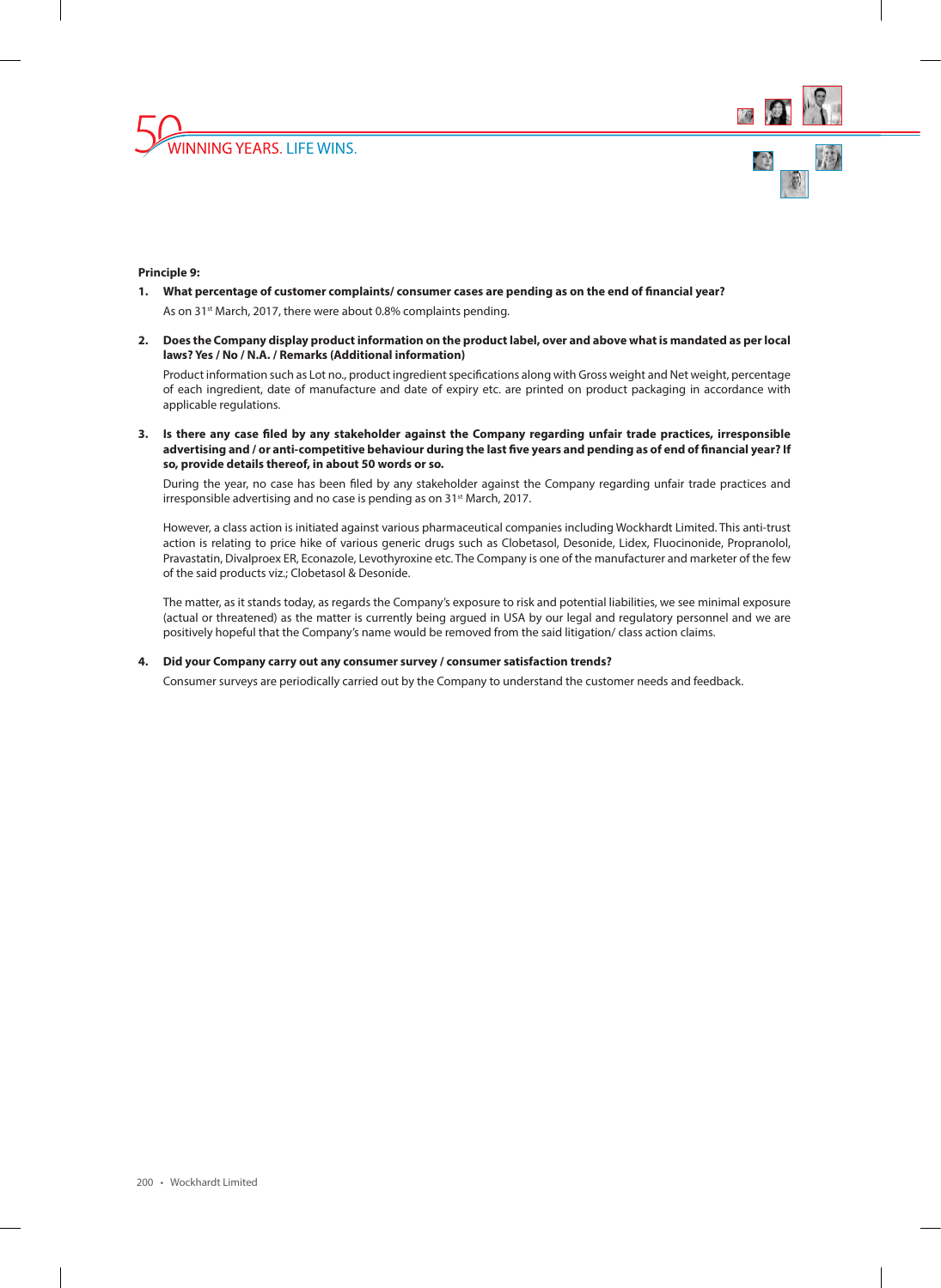**Principle 9:**

1. **What percentage of customer complaints/ consumer cases are pending as on the end of financial year?**

   As on 31st March, 2017, there were about 0.8% complaints pending.

2. **Does the Company display product information on the product label, over and above what is mandated as per local laws? Yes / No / N.A. / Remarks (Additional information)**

   Product information such as Lot no., product ingredient specifications along with Gross weight and Net weight, percentage of each ingredient, date of manufacture and date of expiry etc. are printed on product packaging in accordance with applicable regulations.

3. **Is there any case filed by any stakeholder against the Company regarding unfair trade practices, irresponsible advertising and / or anti-competitive behaviour during the last five years and pending as of end of financial year? If so, provide details thereof, in about 50 words or so.**

   During the year, no case has been filed by any stakeholder against the Company regarding unfair trade practices and irresponsible advertising and no case is pending as on 31st March, 2017.

   However, a class action is initiated against various pharmaceutical companies including Wockhardt Limited. This anti-trust action is relating to price hike of various generic drugs such as Clobetasol, Desonide, Lidex, Fluocinonide, Propranolol, Pravastatin, Divalproex ER, Econazole, Levothyroxine etc. The Company is one of the manufacturer and marketer of the few of the said products viz.; Clobetasol & Desonide.

   The matter, as it stands today, as regards the Company's exposure to risk and potential liabilities, we see minimal exposure (actual or threatened) as the matter is currently being argued in USA by our legal and regulatory personnel and we are positively hopeful that the Company's name would be removed from the said litigation/ class action claims.

4. **Did your Company carry out any consumer survey / consumer satisfaction trends?**

   Consumer surveys are periodically carried out by the Company to understand the customer needs and feedback.